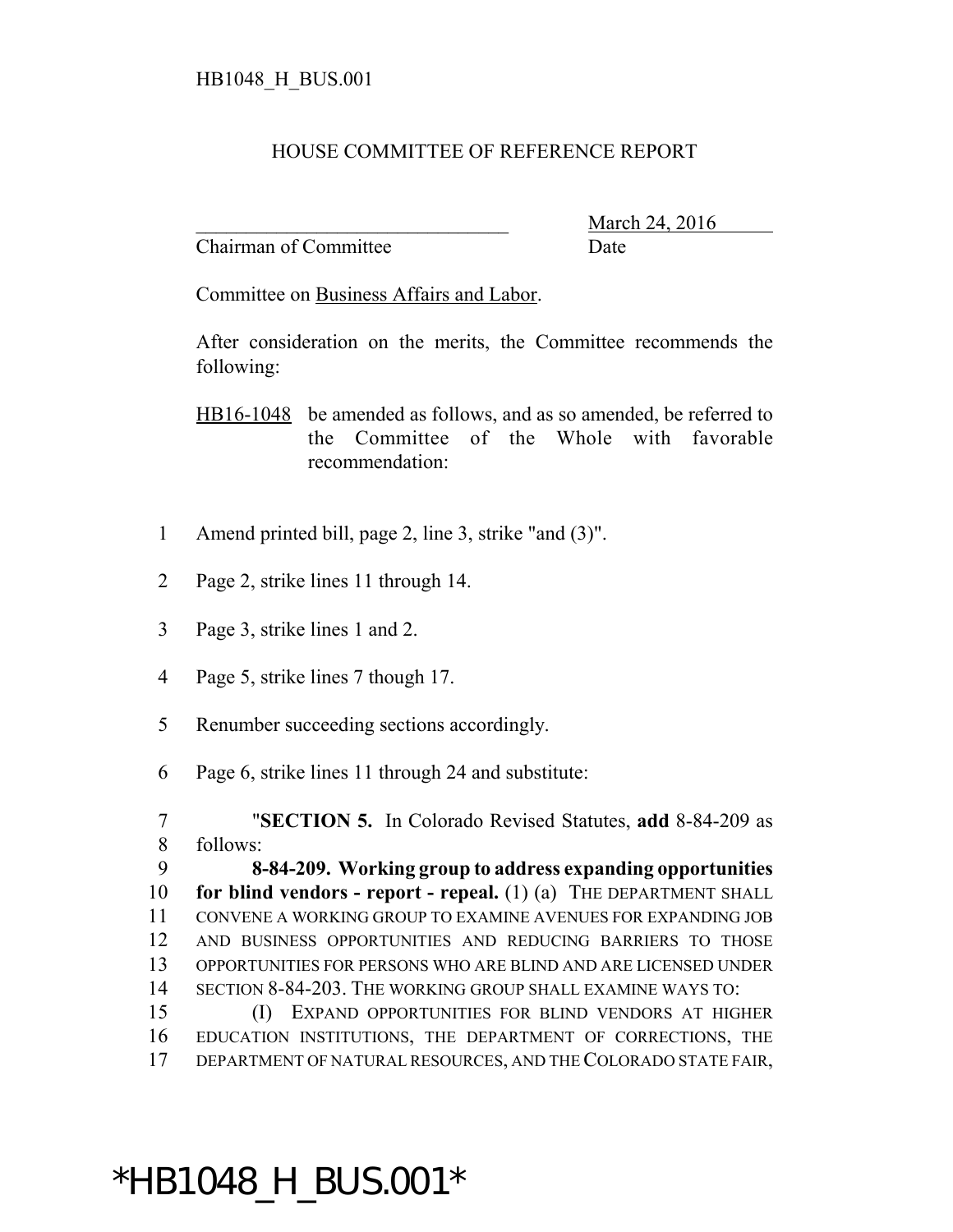HB1048_H_BUS.001

HOUSE COMMITTEE OF REFERENCE REPORT

_______________________________ March 24, 2016
Chairman of Committee Date

Committee on Business Affairs and Labor.

After consideration on the merits, the Committee recommends the following:

HB16-1048 be amended as follows, and as so amended, be referred to the Committee of the Whole with favorable recommendation:

1 Amend printed bill, page 2, line 3, strike "and (3)".

2 Page 2, strike lines 11 through 14.

3 Page 3, strike lines 1 and 2.

4 Page 5, strike lines 7 though 17.

5 Renumber succeeding sections accordingly.

6 Page 6, strike lines 11 through 24 and substitute:

7 "**SECTION 5.** In Colorado Revised Statutes, **add** 8-84-209 as
8 follows:
9 **8-84-209. Working group to address expanding opportunities**
10 **for blind vendors - report - repeal.** (1) (a) THE DEPARTMENT SHALL
11 CONVENE A WORKING GROUP TO EXAMINE AVENUES FOR EXPANDING JOB
12 AND BUSINESS OPPORTUNITIES AND REDUCING BARRIERS TO THOSE
13 OPPORTUNITIES FOR PERSONS WHO ARE BLIND AND ARE LICENSED UNDER
14 SECTION 8-84-203. THE WORKING GROUP SHALL EXAMINE WAYS TO:
15 (I) EXPAND OPPORTUNITIES FOR BLIND VENDORS AT HIGHER
16 EDUCATION INSTITUTIONS, THE DEPARTMENT OF CORRECTIONS, THE
17 DEPARTMENT OF NATURAL RESOURCES, AND THE COLORADO STATE FAIR,

*HB1048_H_BUS.001*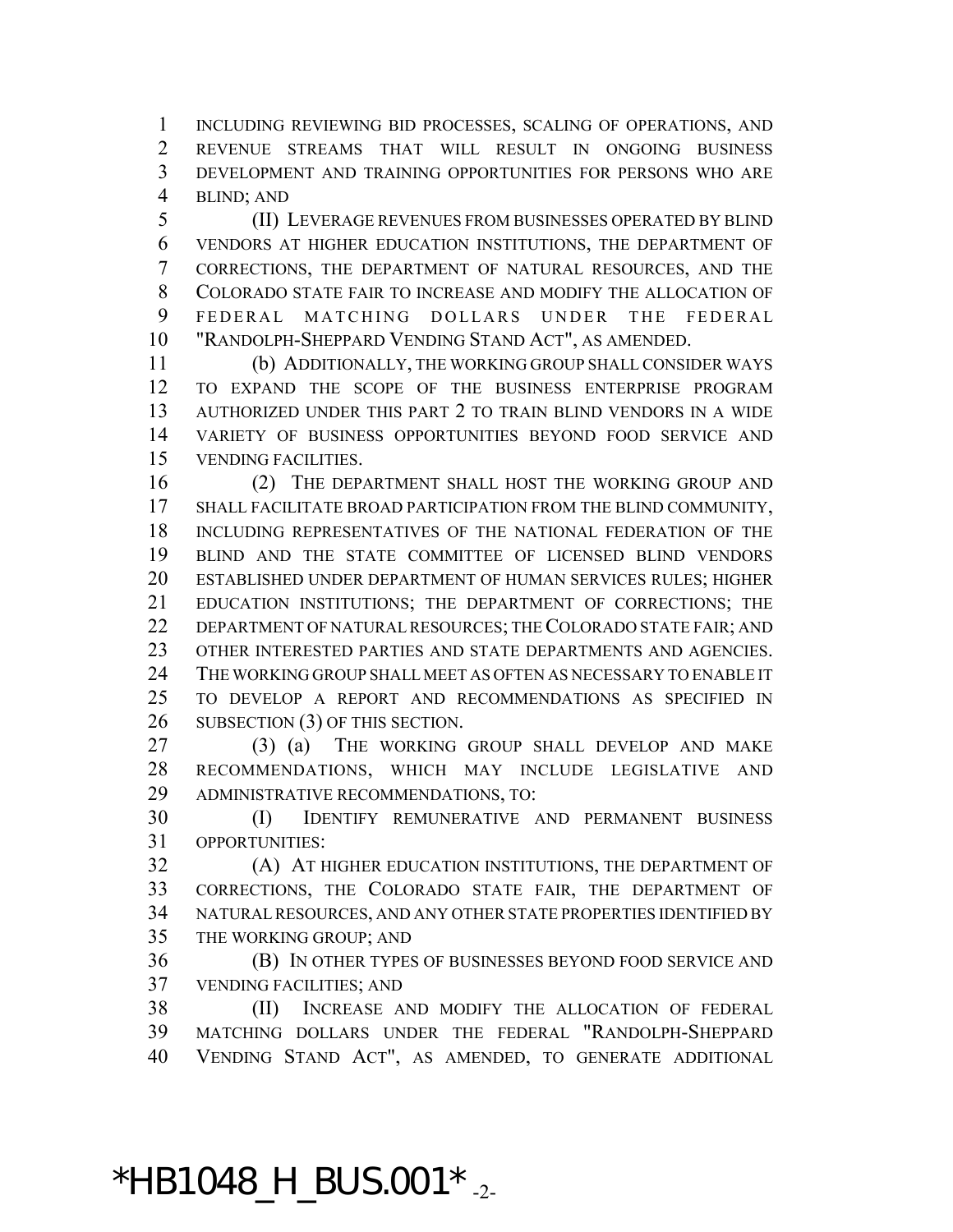INCLUDING REVIEWING BID PROCESSES, SCALING OF OPERATIONS, AND REVENUE STREAMS THAT WILL RESULT IN ONGOING BUSINESS DEVELOPMENT AND TRAINING OPPORTUNITIES FOR PERSONS WHO ARE BLIND; AND

(II) LEVERAGE REVENUES FROM BUSINESSES OPERATED BY BLIND VENDORS AT HIGHER EDUCATION INSTITUTIONS, THE DEPARTMENT OF CORRECTIONS, THE DEPARTMENT OF NATURAL RESOURCES, AND THE COLORADO STATE FAIR TO INCREASE AND MODIFY THE ALLOCATION OF FEDERAL MATCHING DOLLARS UNDER THE FEDERAL "RANDOLPH-SHEPPARD VENDING STAND ACT", AS AMENDED.

(b) ADDITIONALLY, THE WORKING GROUP SHALL CONSIDER WAYS TO EXPAND THE SCOPE OF THE BUSINESS ENTERPRISE PROGRAM AUTHORIZED UNDER THIS PART 2 TO TRAIN BLIND VENDORS IN A WIDE VARIETY OF BUSINESS OPPORTUNITIES BEYOND FOOD SERVICE AND VENDING FACILITIES.

(2) THE DEPARTMENT SHALL HOST THE WORKING GROUP AND SHALL FACILITATE BROAD PARTICIPATION FROM THE BLIND COMMUNITY, INCLUDING REPRESENTATIVES OF THE NATIONAL FEDERATION OF THE BLIND AND THE STATE COMMITTEE OF LICENSED BLIND VENDORS ESTABLISHED UNDER DEPARTMENT OF HUMAN SERVICES RULES; HIGHER EDUCATION INSTITUTIONS; THE DEPARTMENT OF CORRECTIONS; THE DEPARTMENT OF NATURAL RESOURCES; THE COLORADO STATE FAIR; AND OTHER INTERESTED PARTIES AND STATE DEPARTMENTS AND AGENCIES. THE WORKING GROUP SHALL MEET AS OFTEN AS NECESSARY TO ENABLE IT TO DEVELOP A REPORT AND RECOMMENDATIONS AS SPECIFIED IN SUBSECTION (3) OF THIS SECTION.

(3) (a) THE WORKING GROUP SHALL DEVELOP AND MAKE RECOMMENDATIONS, WHICH MAY INCLUDE LEGISLATIVE AND ADMINISTRATIVE RECOMMENDATIONS, TO:

(I) IDENTIFY REMUNERATIVE AND PERMANENT BUSINESS OPPORTUNITIES:

(A) AT HIGHER EDUCATION INSTITUTIONS, THE DEPARTMENT OF CORRECTIONS, THE COLORADO STATE FAIR, THE DEPARTMENT OF NATURAL RESOURCES, AND ANY OTHER STATE PROPERTIES IDENTIFIED BY THE WORKING GROUP; AND

(B) IN OTHER TYPES OF BUSINESSES BEYOND FOOD SERVICE AND VENDING FACILITIES; AND

(II) INCREASE AND MODIFY THE ALLOCATION OF FEDERAL MATCHING DOLLARS UNDER THE FEDERAL "RANDOLPH-SHEPPARD VENDING STAND ACT", AS AMENDED, TO GENERATE ADDITIONAL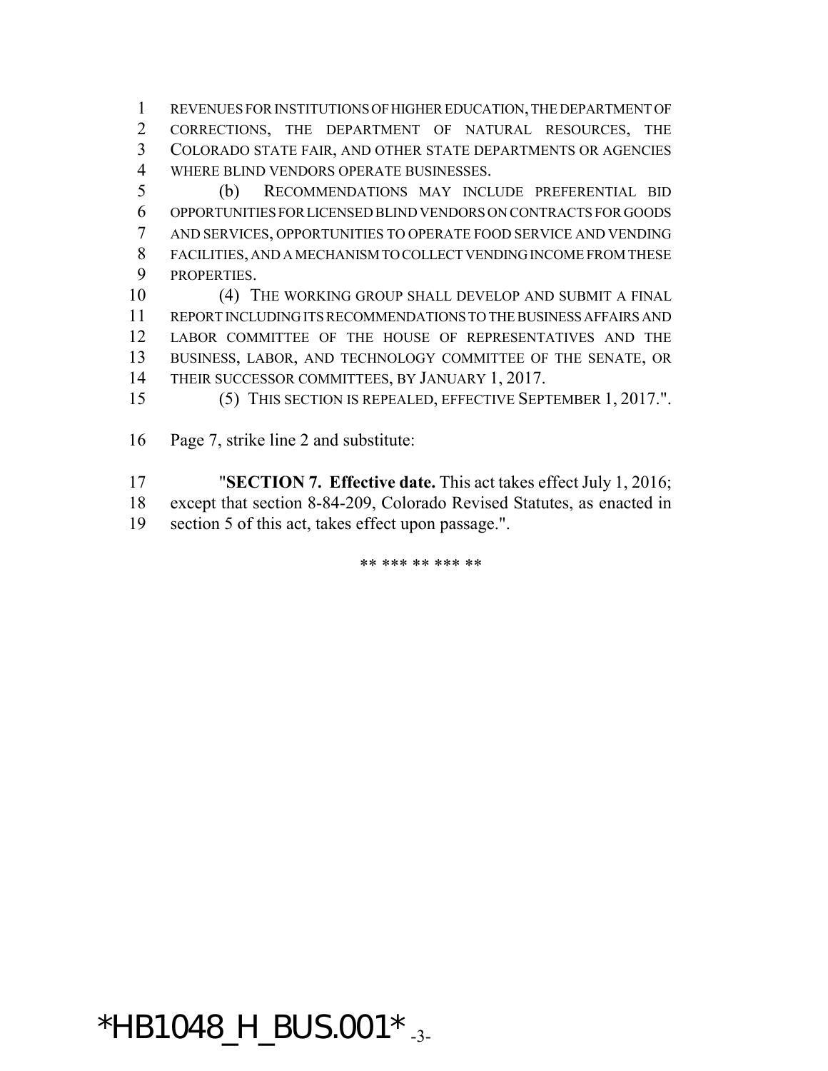REVENUES FOR INSTITUTIONS OF HIGHER EDUCATION, THE DEPARTMENT OF CORRECTIONS, THE DEPARTMENT OF NATURAL RESOURCES, THE COLORADO STATE FAIR, AND OTHER STATE DEPARTMENTS OR AGENCIES WHERE BLIND VENDORS OPERATE BUSINESSES.

(b) RECOMMENDATIONS MAY INCLUDE PREFERENTIAL BID OPPORTUNITIES FOR LICENSED BLIND VENDORS ON CONTRACTS FOR GOODS AND SERVICES, OPPORTUNITIES TO OPERATE FOOD SERVICE AND VENDING FACILITIES, AND A MECHANISM TO COLLECT VENDING INCOME FROM THESE PROPERTIES.

(4) THE WORKING GROUP SHALL DEVELOP AND SUBMIT A FINAL REPORT INCLUDING ITS RECOMMENDATIONS TO THE BUSINESS AFFAIRS AND LABOR COMMITTEE OF THE HOUSE OF REPRESENTATIVES AND THE BUSINESS, LABOR, AND TECHNOLOGY COMMITTEE OF THE SENATE, OR THEIR SUCCESSOR COMMITTEES, BY JANUARY 1, 2017.

(5) THIS SECTION IS REPEALED, EFFECTIVE SEPTEMBER 1, 2017.".

Page 7, strike line 2 and substitute:

"**SECTION 7. Effective date.** This act takes effect July 1, 2016; except that section 8-84-209, Colorado Revised Statutes, as enacted in section 5 of this act, takes effect upon passage.".

** *** ** *** **

*HB1048_H_BUS.001*